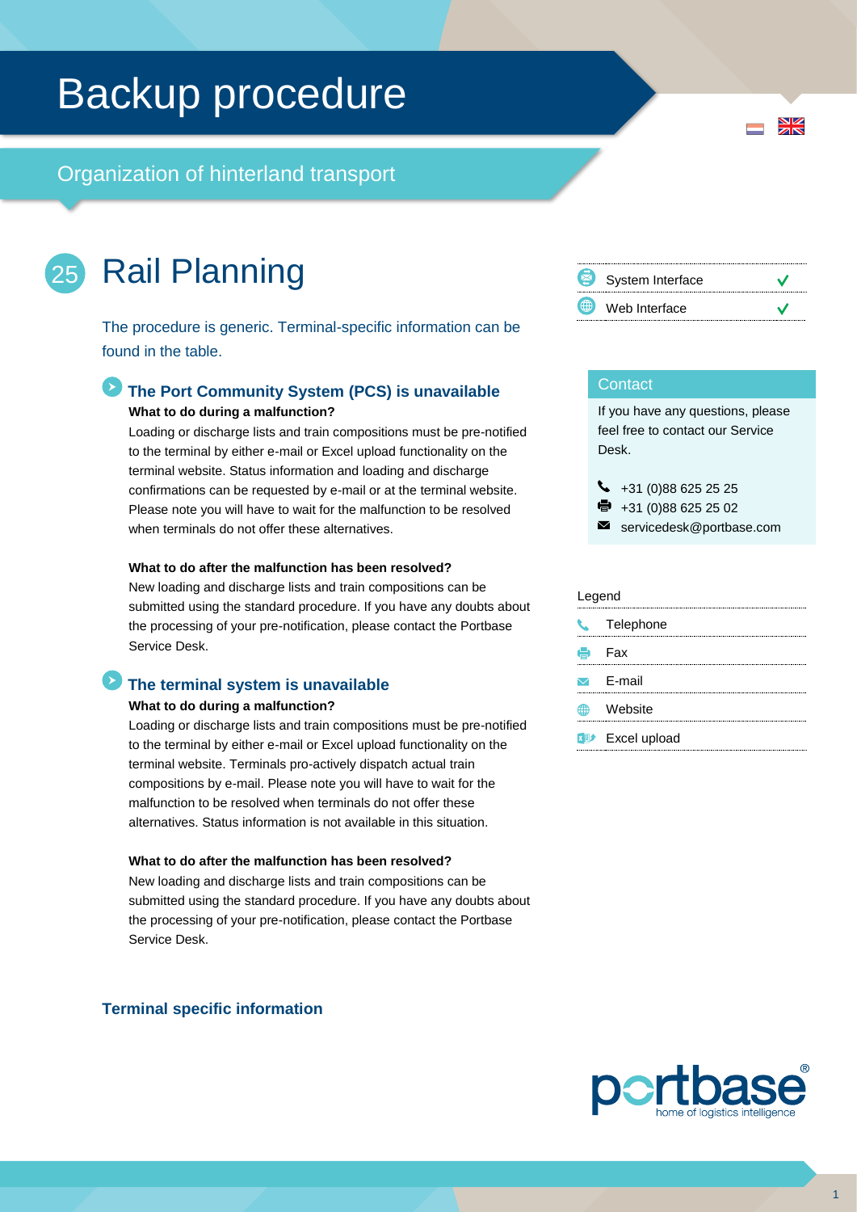# Backup procedure

## Organization of hinterland transport

# 25 Rail Planning

The procedure is generic. Terminal-specific information can be found in the table.

| | |
|---|---|
| System Interface | ✓ |
| Web Interface | ✓ |

### The Port Community System (PCS) is unavailable

**What to do during a malfunction?**

Loading or discharge lists and train compositions must be pre-notified to the terminal by either e-mail or Excel upload functionality on the terminal website. Status information and loading and discharge confirmations can be requested by e-mail or at the terminal website. Please note you will have to wait for the malfunction to be resolved when terminals do not offer these alternatives.

**What to do after the malfunction has been resolved?**

New loading and discharge lists and train compositions can be submitted using the standard procedure. If you have any doubts about the processing of your pre-notification, please contact the Portbase Service Desk.

### The terminal system is unavailable

**What to do during a malfunction?**

Loading or discharge lists and train compositions must be pre-notified to the terminal by either e-mail or Excel upload functionality on the terminal website. Terminals pro-actively dispatch actual train compositions by e-mail. Please note you will have to wait for the malfunction to be resolved when terminals do not offer these alternatives. Status information is not available in this situation.

**What to do after the malfunction has been resolved?**

New loading and discharge lists and train compositions can be submitted using the standard procedure. If you have any doubts about the processing of your pre-notification, please contact the Portbase Service Desk.

### Terminal specific information

#### Contact

If you have any questions, please feel free to contact our Service Desk.

- Telephone: +31 (0)88 625 25 25
- Fax: +31 (0)88 625 25 02
- E-mail: servicedesk@portbase.com

#### Legend

- Telephone
- Fax
- E-mail
- Website
- Excel upload

portbase® home of logistics intelligence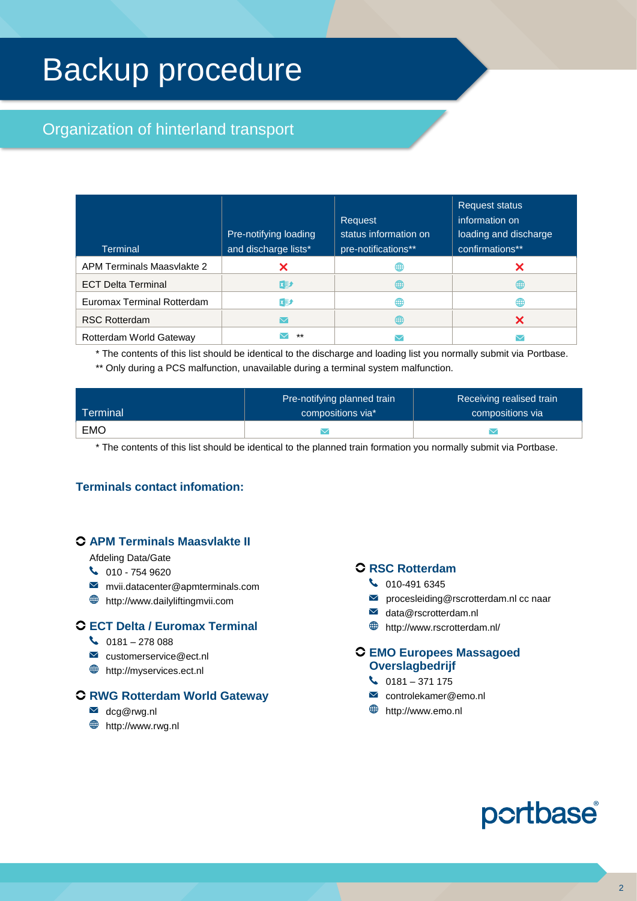# Backup procedure

## Organization of hinterland transport

| Terminal | Pre-notifying loading and discharge lists* | Request status information on pre-notifications** | Request status information on loading and discharge confirmations** |
|---|---|---|---|
| APM Terminals Maasvlakte 2 | ✗ | Web | ✗ |
| ECT Delta Terminal | Excel | Web | Web |
| Euromax Terminal Rotterdam | Excel | Web | Web |
| RSC Rotterdam | E-mail | Web | ✗ |
| Rotterdam World Gateway | E-mail ** | E-mail | E-mail |

\* The contents of this list should be identical to the discharge and loading list you normally submit via Portbase.

\*\* Only during a PCS malfunction, unavailable during a terminal system malfunction.

| Terminal | Pre-notifying planned train compositions via* | Receiving realised train compositions via |
|---|---|---|
| EMO | E-mail | E-mail |

\* The contents of this list should be identical to the planned train formation you normally submit via Portbase.

### Terminals contact infomation:

#### APM Terminals Maasvlakte II

Afdeling Data/Gate

- 010 - 754 9620
- mvii.datacenter@apmterminals.com
- http://www.dailyliftingmvii.com

#### ECT Delta / Euromax Terminal

- 0181 – 278 088
- customerservice@ect.nl
- http://myservices.ect.nl

#### RWG Rotterdam World Gateway

- dcg@rwg.nl
- http://www.rwg.nl

#### RSC Rotterdam

- 010-491 6345
- procesleiding@rscrotterdam.nl cc naar
- data@rscrotterdam.nl
- http://www.rscrotterdam.nl/

#### EMO Europees Massagoed Overslagbedrijf

- 0181 – 371 175
- controlekamer@emo.nl
- http://www.emo.nl

portbase®